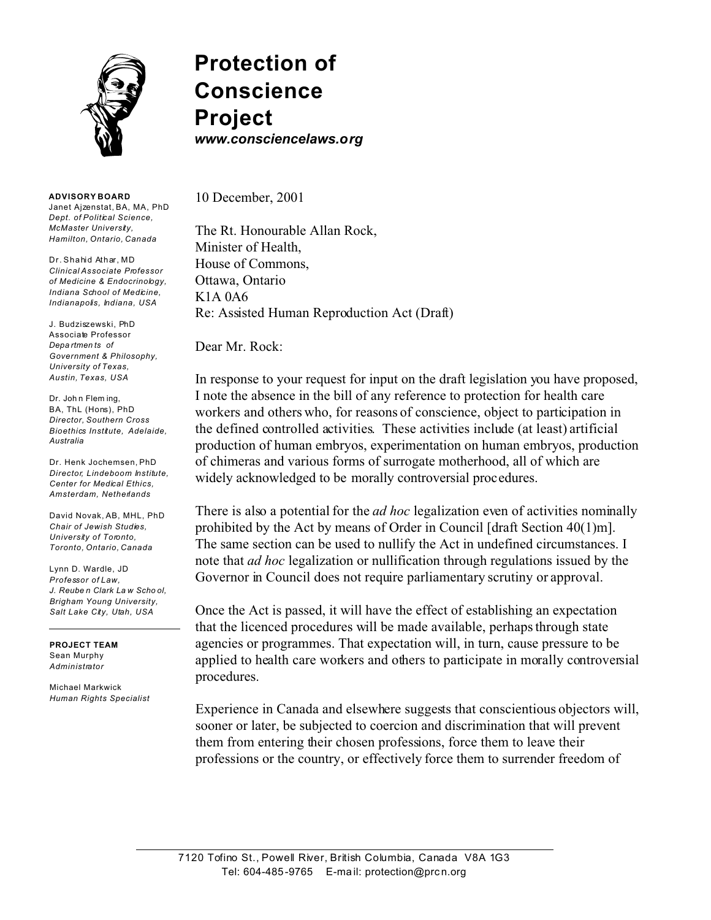# Protection of Conscience Project

***www.consciencelaws.org***

**ADVISORY BOARD**

Janet Ajzenstat, BA, MA, PhD
*Dept. of Political Science, McMaster University, Hamilton, Ontario, Canada*

Dr. Shahid Athar, MD
*Clinical Associate Professor of Medicine & Endocrinology, Indiana School of Medicine, Indianapolis, Indiana, USA*

J. Budziszewski, PhD
Associate Professor
*Departments of Government & Philosophy, University of Texas, Austin, Texas, USA*

Dr. John Fleming, BA, ThL (Hons), PhD
*Director, Southern Cross Bioethics Institute, Adelaide, Australia*

Dr. Henk Jochemsen, PhD
*Director, Lindeboom Institute, Center for Medical Ethics, Amsterdam, Netherlands*

David Novak, AB, MHL, PhD
*Chair of Jewish Studies, University of Toronto, Toronto, Ontario, Canada*

Lynn D. Wardle, JD
*Professor of Law, J. Reuben Clark Law School, Brigham Young University, Salt Lake City, Utah, USA*

**PROJECT TEAM**

Sean Murphy
*Administrator*

Michael Markwick
*Human Rights Specialist*

---

10 December, 2001

The Rt. Honourable Allan Rock,
Minister of Health,
House of Commons,
Ottawa, Ontario
K1A 0A6
Re: Assisted Human Reproduction Act (Draft)

Dear Mr. Rock:

In response to your request for input on the draft legislation you have proposed, I note the absence in the bill of any reference to protection for health care workers and others who, for reasons of conscience, object to participation in the defined controlled activities. These activities include (at least) artificial production of human embryos, experimentation on human embryos, production of chimeras and various forms of surrogate motherhood, all of which are widely acknowledged to be morally controversial procedures.

There is also a potential for the *ad hoc* legalization even of activities nominally prohibited by the Act by means of Order in Council [draft Section 40(1)m]. The same section can be used to nullify the Act in undefined circumstances. I note that *ad hoc* legalization or nullification through regulations issued by the Governor in Council does not require parliamentary scrutiny or approval.

Once the Act is passed, it will have the effect of establishing an expectation that the licenced procedures will be made available, perhaps through state agencies or programmes. That expectation will, in turn, cause pressure to be applied to health care workers and others to participate in morally controversial procedures.

Experience in Canada and elsewhere suggests that conscientious objectors will, sooner or later, be subjected to coercion and discrimination that will prevent them from entering their chosen professions, force them to leave their professions or the country, or effectively force them to surrender freedom of

---

7120 Tofino St., Powell River, British Columbia, Canada V8A 1G3
Tel: 604-485-9765 E-mail: protection@prcn.org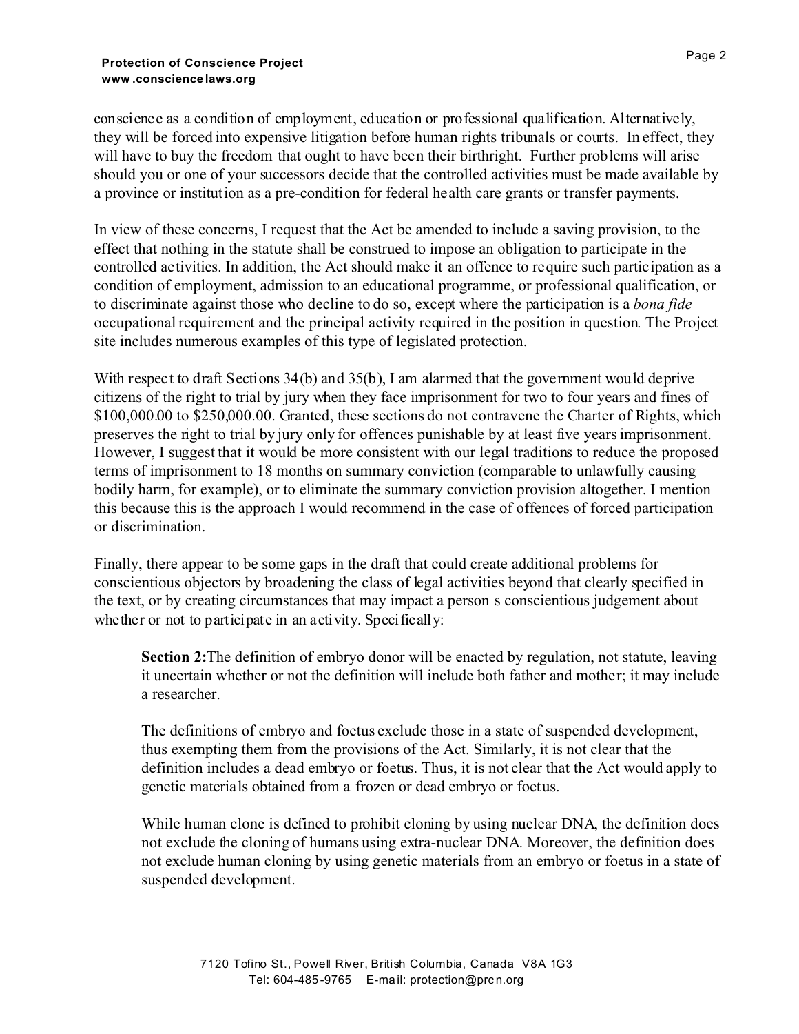conscience as a condition of employment, education or professional qualification. Alternatively, they will be forced into expensive litigation before human rights tribunals or courts. In effect, they will have to buy the freedom that ought to have been their birthright. Further problems will arise should you or one of your successors decide that the controlled activities must be made available by a province or institution as a pre-condition for federal health care grants or transfer payments.

In view of these concerns, I request that the Act be amended to include a saving provision, to the effect that nothing in the statute shall be construed to impose an obligation to participate in the controlled activities. In addition, the Act should make it an offence to require such participation as a condition of employment, admission to an educational programme, or professional qualification, or to discriminate against those who decline to do so, except where the participation is a *bona fide* occupational requirement and the principal activity required in the position in question. The Project site includes numerous examples of this type of legislated protection.

With respect to draft Sections 34(b) and 35(b), I am alarmed that the government would deprive citizens of the right to trial by jury when they face imprisonment for two to four years and fines of $100,000.00 to $250,000.00. Granted, these sections do not contravene the Charter of Rights, which preserves the right to trial by jury only for offences punishable by at least five years imprisonment. However, I suggest that it would be more consistent with our legal traditions to reduce the proposed terms of imprisonment to 18 months on summary conviction (comparable to unlawfully causing bodily harm, for example), or to eliminate the summary conviction provision altogether. I mention this because this is the approach I would recommend in the case of offences of forced participation or discrimination.

Finally, there appear to be some gaps in the draft that could create additional problems for conscientious objectors by broadening the class of legal activities beyond that clearly specified in the text, or by creating circumstances that may impact a person s conscientious judgement about whether or not to participate in an activity. Specifically:

> **Section 2:** The definition of embryo donor will be enacted by regulation, not statute, leaving it uncertain whether or not the definition will include both father and mother; it may include a researcher.
>
> The definitions of embryo and foetus exclude those in a state of suspended development, thus exempting them from the provisions of the Act. Similarly, it is not clear that the definition includes a dead embryo or foetus. Thus, it is not clear that the Act would apply to genetic materials obtained from a frozen or dead embryo or foetus.
>
> While human clone is defined to prohibit cloning by using nuclear DNA, the definition does not exclude the cloning of humans using extra-nuclear DNA. Moreover, the definition does not exclude human cloning by using genetic materials from an embryo or foetus in a state of suspended development.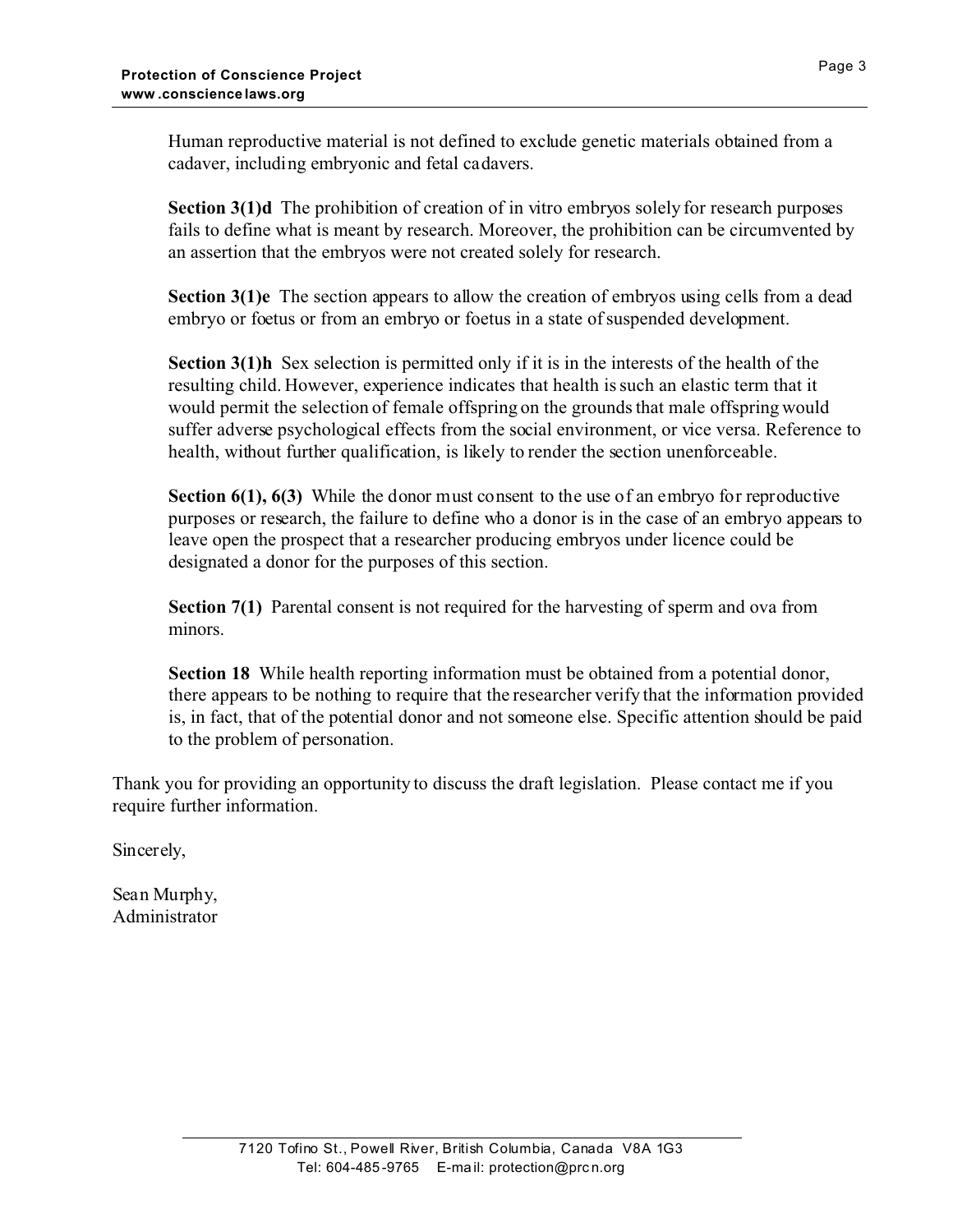Human reproductive material is not defined to exclude genetic materials obtained from a cadaver, including embryonic and fetal cadavers.

**Section 3(1)d** The prohibition of creation of in vitro embryos solely for research purposes fails to define what is meant by research. Moreover, the prohibition can be circumvented by an assertion that the embryos were not created solely for research.

**Section 3(1)e** The section appears to allow the creation of embryos using cells from a dead embryo or foetus or from an embryo or foetus in a state of suspended development.

**Section 3(1)h** Sex selection is permitted only if it is in the interests of the health of the resulting child. However, experience indicates that health is such an elastic term that it would permit the selection of female offspring on the grounds that male offspring would suffer adverse psychological effects from the social environment, or vice versa. Reference to health, without further qualification, is likely to render the section unenforceable.

**Section 6(1), 6(3)** While the donor must consent to the use of an embryo for reproductive purposes or research, the failure to define who a donor is in the case of an embryo appears to leave open the prospect that a researcher producing embryos under licence could be designated a donor for the purposes of this section.

**Section 7(1)** Parental consent is not required for the harvesting of sperm and ova from minors.

**Section 18** While health reporting information must be obtained from a potential donor, there appears to be nothing to require that the researcher verify that the information provided is, in fact, that of the potential donor and not someone else. Specific attention should be paid to the problem of personation.

Thank you for providing an opportunity to discuss the draft legislation. Please contact me if you require further information.

Sincerely,

Sean Murphy,
Administrator